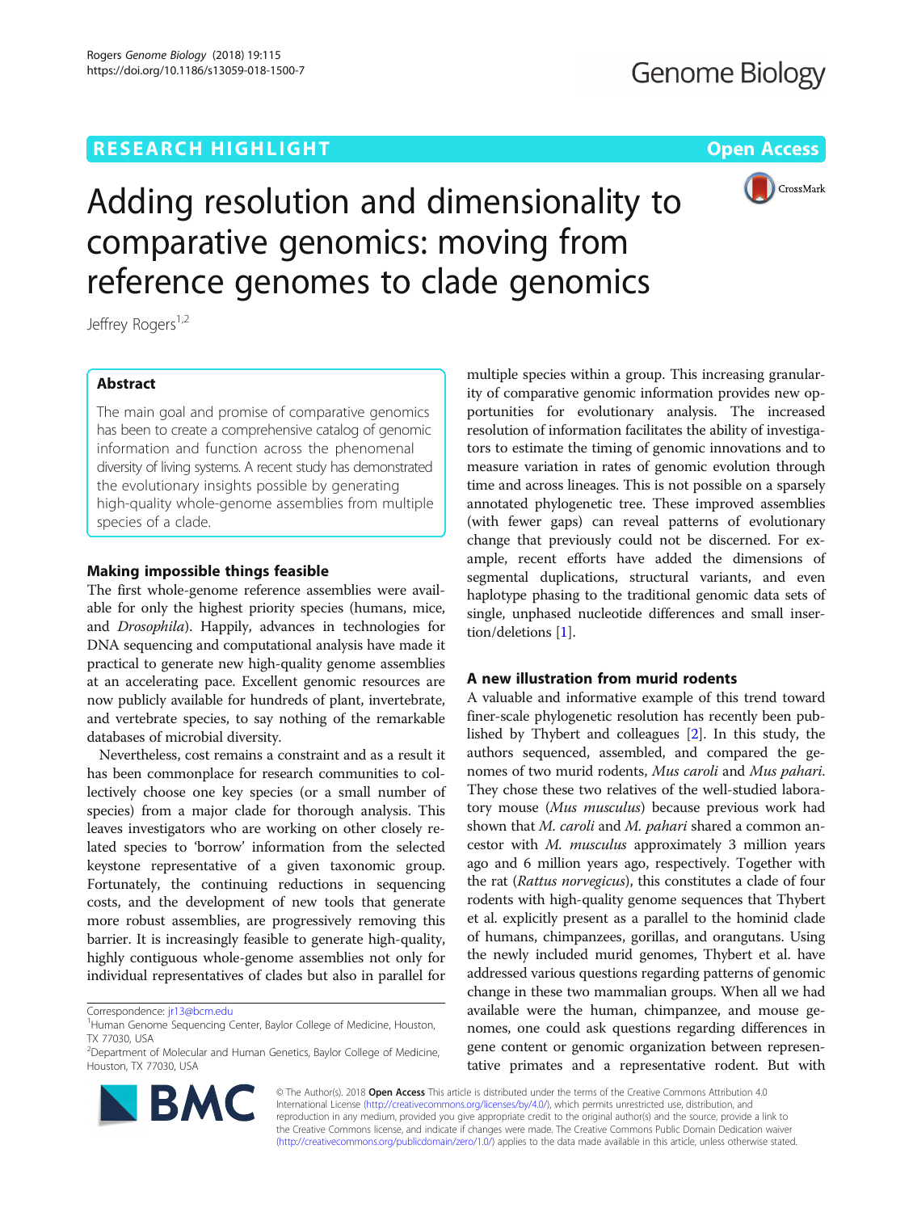RESEARCH HIGHLIGHT

Open Access

# Adding resolution and dimensionality to comparative genomics: moving from reference genomes to clade genomics

Jeffrey Rogers[1,2]

## Abstract

The main goal and promise of comparative genomics has been to create a comprehensive catalog of genomic information and function across the phenomenal diversity of living systems. A recent study has demonstrated the evolutionary insights possible by generating high-quality whole-genome assemblies from multiple species of a clade.

## Making impossible things feasible

The first whole-genome reference assemblies were available for only the highest priority species (humans, mice, and *Drosophila*). Happily, advances in technologies for DNA sequencing and computational analysis have made it practical to generate new high-quality genome assemblies at an accelerating pace. Excellent genomic resources are now publicly available for hundreds of plant, invertebrate, and vertebrate species, to say nothing of the remarkable databases of microbial diversity.

Nevertheless, cost remains a constraint and as a result it has been commonplace for research communities to collectively choose one key species (or a small number of species) from a major clade for thorough analysis. This leaves investigators who are working on other closely related species to 'borrow' information from the selected keystone representative of a given taxonomic group. Fortunately, the continuing reductions in sequencing costs, and the development of new tools that generate more robust assemblies, are progressively removing this barrier. It is increasingly feasible to generate high-quality, highly contiguous whole-genome assemblies not only for individual representatives of clades but also in parallel for multiple species within a group. This increasing granularity of comparative genomic information provides new opportunities for evolutionary analysis. The increased resolution of information facilitates the ability of investigators to estimate the timing of genomic innovations and to measure variation in rates of genomic evolution through time and across lineages. This is not possible on a sparsely annotated phylogenetic tree. These improved assemblies (with fewer gaps) can reveal patterns of evolutionary change that previously could not be discerned. For example, recent efforts have added the dimensions of segmental duplications, structural variants, and even haplotype phasing to the traditional genomic data sets of single, unphased nucleotide differences and small insertion/deletions [1].

## A new illustration from murid rodents

A valuable and informative example of this trend toward finer-scale phylogenetic resolution has recently been published by Thybert and colleagues [2]. In this study, the authors sequenced, assembled, and compared the genomes of two murid rodents, *Mus caroli* and *Mus pahari*. They chose these two relatives of the well-studied laboratory mouse (*Mus musculus*) because previous work had shown that *M. caroli* and *M. pahari* shared a common ancestor with *M. musculus* approximately 3 million years ago and 6 million years ago, respectively. Together with the rat (*Rattus norvegicus*), this constitutes a clade of four rodents with high-quality genome sequences that Thybert et al. explicitly present as a parallel to the hominid clade of humans, chimpanzees, gorillas, and orangutans. Using the newly included murid genomes, Thybert et al. have addressed various questions regarding patterns of genomic change in these two mammalian groups. When all we had available were the human, chimpanzee, and mouse genomes, one could ask questions regarding differences in gene content or genomic organization between representative primates and a representative rodent. But with

Correspondence: jr13@bcm.edu
[1]Human Genome Sequencing Center, Baylor College of Medicine, Houston, TX 77030, USA
[2]Department of Molecular and Human Genetics, Baylor College of Medicine, Houston, TX 77030, USA

© The Author(s). 2018 **Open Access** This article is distributed under the terms of the Creative Commons Attribution 4.0 International License (http://creativecommons.org/licenses/by/4.0/), which permits unrestricted use, distribution, and reproduction in any medium, provided you give appropriate credit to the original author(s) and the source, provide a link to the Creative Commons license, and indicate if changes were made. The Creative Commons Public Domain Dedication waiver (http://creativecommons.org/publicdomain/zero/1.0/) applies to the data made available in this article, unless otherwise stated.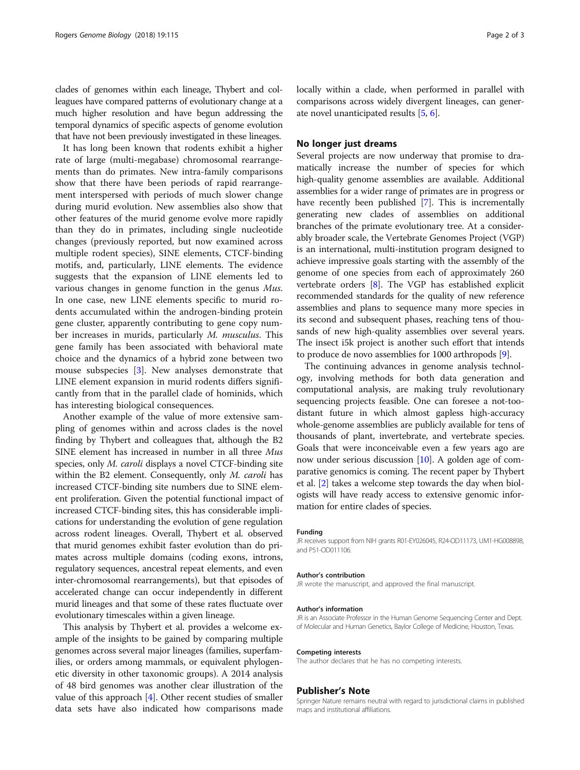clades of genomes within each lineage, Thybert and colleagues have compared patterns of evolutionary change at a much higher resolution and have begun addressing the temporal dynamics of specific aspects of genome evolution that have not been previously investigated in these lineages.

It has long been known that rodents exhibit a higher rate of large (multi-megabase) chromosomal rearrangements than do primates. New intra-family comparisons show that there have been periods of rapid rearrangement interspersed with periods of much slower change during murid evolution. New assemblies also show that other features of the murid genome evolve more rapidly than they do in primates, including single nucleotide changes (previously reported, but now examined across multiple rodent species), SINE elements, CTCF-binding motifs, and, particularly, LINE elements. The evidence suggests that the expansion of LINE elements led to various changes in genome function in the genus *Mus*. In one case, new LINE elements specific to murid rodents accumulated within the androgen-binding protein gene cluster, apparently contributing to gene copy number increases in murids, particularly *M. musculus*. This gene family has been associated with behavioral mate choice and the dynamics of a hybrid zone between two mouse subspecies [3]. New analyses demonstrate that LINE element expansion in murid rodents differs significantly from that in the parallel clade of hominids, which has interesting biological consequences.

Another example of the value of more extensive sampling of genomes within and across clades is the novel finding by Thybert and colleagues that, although the B2 SINE element has increased in number in all three *Mus* species, only *M. caroli* displays a novel CTCF-binding site within the B2 element. Consequently, only *M. caroli* has increased CTCF-binding site numbers due to SINE element proliferation. Given the potential functional impact of increased CTCF-binding sites, this has considerable implications for understanding the evolution of gene regulation across rodent lineages. Overall, Thybert et al. observed that murid genomes exhibit faster evolution than do primates across multiple domains (coding exons, introns, regulatory sequences, ancestral repeat elements, and even inter-chromosomal rearrangements), but that episodes of accelerated change can occur independently in different murid lineages and that some of these rates fluctuate over evolutionary timescales within a given lineage.

This analysis by Thybert et al. provides a welcome example of the insights to be gained by comparing multiple genomes across several major lineages (families, superfamilies, or orders among mammals, or equivalent phylogenetic diversity in other taxonomic groups). A 2014 analysis of 48 bird genomes was another clear illustration of the value of this approach [4]. Other recent studies of smaller data sets have also indicated how comparisons made locally within a clade, when performed in parallel with comparisons across widely divergent lineages, can generate novel unanticipated results [5, 6].

## No longer just dreams

Several projects are now underway that promise to dramatically increase the number of species for which high-quality genome assemblies are available. Additional assemblies for a wider range of primates are in progress or have recently been published [7]. This is incrementally generating new clades of assemblies on additional branches of the primate evolutionary tree. At a considerably broader scale, the Vertebrate Genomes Project (VGP) is an international, multi-institution program designed to achieve impressive goals starting with the assembly of the genome of one species from each of approximately 260 vertebrate orders [8]. The VGP has established explicit recommended standards for the quality of new reference assemblies and plans to sequence many more species in its second and subsequent phases, reaching tens of thousands of new high-quality assemblies over several years. The insect i5k project is another such effort that intends to produce de novo assemblies for 1000 arthropods [9].

The continuing advances in genome analysis technology, involving methods for both data generation and computational analysis, are making truly revolutionary sequencing projects feasible. One can foresee a not-too-distant future in which almost gapless high-accuracy whole-genome assemblies are publicly available for tens of thousands of plant, invertebrate, and vertebrate species. Goals that were inconceivable even a few years ago are now under serious discussion [10]. A golden age of comparative genomics is coming. The recent paper by Thybert et al. [2] takes a welcome step towards the day when biologists will have ready access to extensive genomic information for entire clades of species.

#### Funding

JR receives support from NIH grants R01-EY026045, R24-OD11173, UM1-HG008898, and P51-OD011106.

#### Author's contribution

JR wrote the manuscript, and approved the final manuscript.

#### Author's information

JR is an Associate Professor in the Human Genome Sequencing Center and Dept. of Molecular and Human Genetics, Baylor College of Medicine, Houston, Texas.

#### Competing interests

The author declares that he has no competing interests.

### Publisher's Note

Springer Nature remains neutral with regard to jurisdictional claims in published maps and institutional affiliations.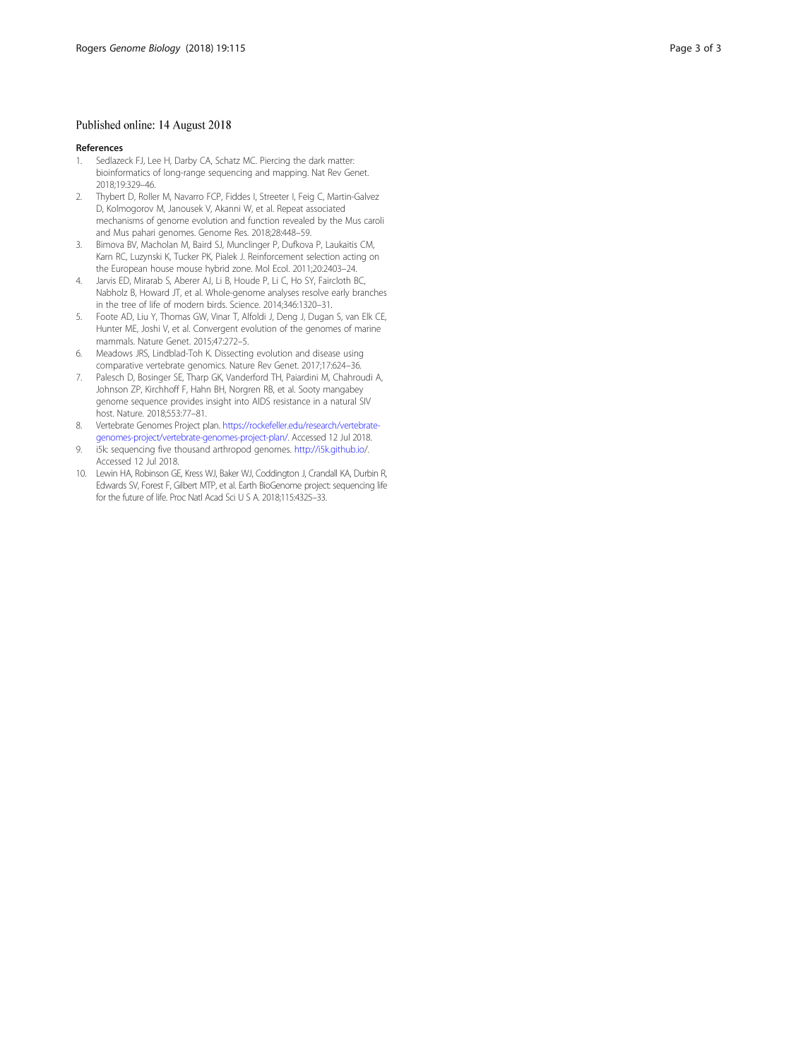Published online: 14 August 2018

### References

1. Sedlazeck FJ, Lee H, Darby CA, Schatz MC. Piercing the dark matter: bioinformatics of long-range sequencing and mapping. Nat Rev Genet. 2018;19:329–46.
2. Thybert D, Roller M, Navarro FCP, Fiddes I, Streeter I, Feig C, Martin-Galvez D, Kolmogorov M, Janousek V, Akanni W, et al. Repeat associated mechanisms of genome evolution and function revealed by the Mus caroli and Mus pahari genomes. Genome Res. 2018;28:448–59.
3. Bimova BV, Macholan M, Baird SJ, Munclinger P, Dufkova P, Laukaitis CM, Karn RC, Luzynski K, Tucker PK, Pialek J. Reinforcement selection acting on the European house mouse hybrid zone. Mol Ecol. 2011;20:2403–24.
4. Jarvis ED, Mirarab S, Aberer AJ, Li B, Houde P, Li C, Ho SY, Faircloth BC, Nabholz B, Howard JT, et al. Whole-genome analyses resolve early branches in the tree of life of modern birds. Science. 2014;346:1320–31.
5. Foote AD, Liu Y, Thomas GW, Vinar T, Alfoldi J, Deng J, Dugan S, van Elk CE, Hunter ME, Joshi V, et al. Convergent evolution of the genomes of marine mammals. Nature Genet. 2015;47:272–5.
6. Meadows JRS, Lindblad-Toh K. Dissecting evolution and disease using comparative vertebrate genomics. Nature Rev Genet. 2017;17:624–36.
7. Palesch D, Bosinger SE, Tharp GK, Vanderford TH, Paiardini M, Chahroudi A, Johnson ZP, Kirchhoff F, Hahn BH, Norgren RB, et al. Sooty mangabey genome sequence provides insight into AIDS resistance in a natural SIV host. Nature. 2018;553:77–81.
8. Vertebrate Genomes Project plan. https://rockefeller.edu/research/vertebrate-genomes-project/vertebrate-genomes-project-plan/. Accessed 12 Jul 2018.
9. i5k: sequencing five thousand arthropod genomes. http://i5k.github.io/. Accessed 12 Jul 2018.
10. Lewin HA, Robinson GE, Kress WJ, Baker WJ, Coddington J, Crandall KA, Durbin R, Edwards SV, Forest F, Gilbert MTP, et al. Earth BioGenome project: sequencing life for the future of life. Proc Natl Acad Sci U S A. 2018;115:4325–33.